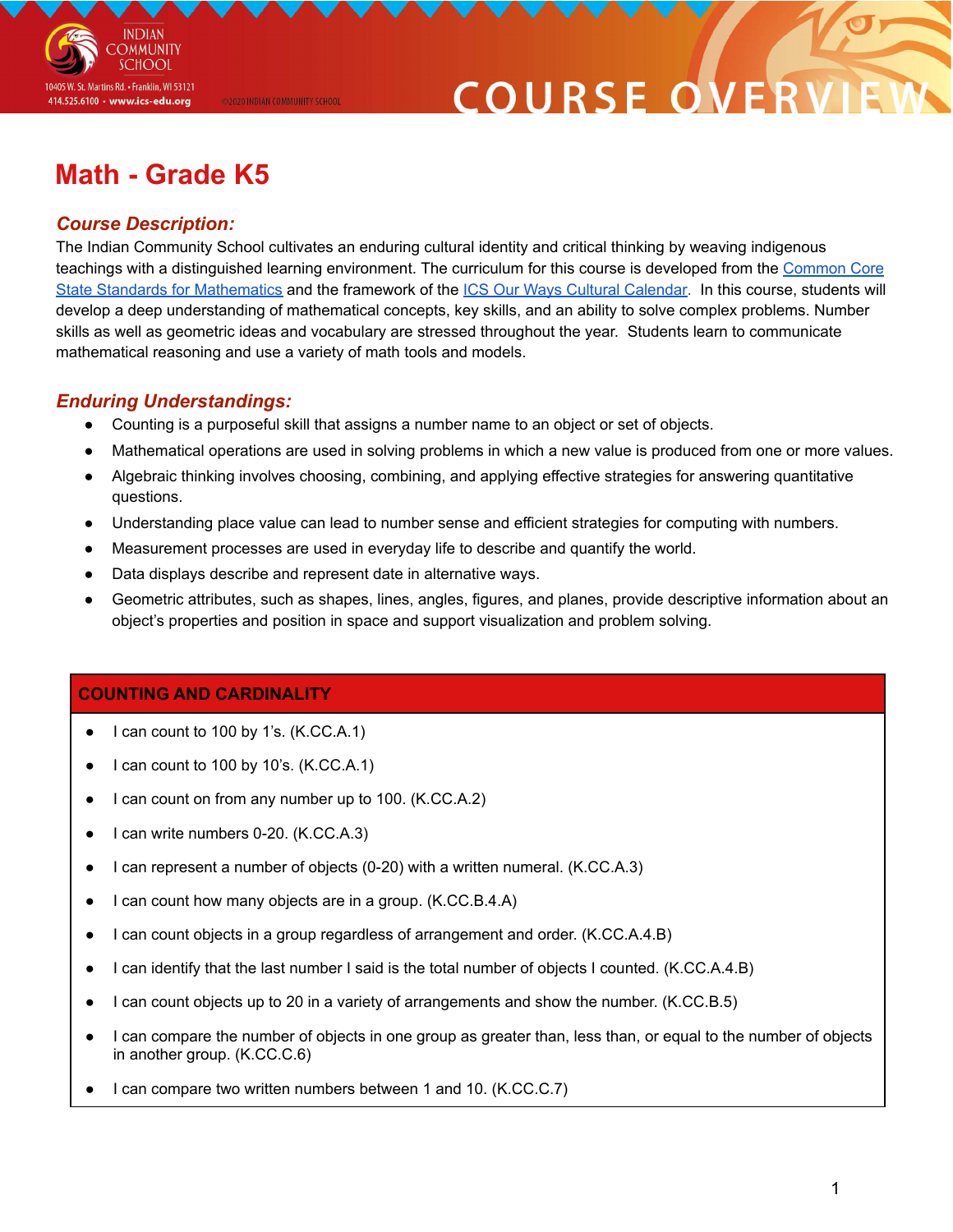Indian Community School
10405 W. St. Martins Rd. • Franklin, WI 53121
414.525.6100 • www.ics-edu.org
©2020 Indian Community School

COURSE OVERVIEW

# Math - Grade K5

## Course Description:

The Indian Community School cultivates an enduring cultural identity and critical thinking by weaving indigenous teachings with a distinguished learning environment. The curriculum for this course is developed from the Common Core State Standards for Mathematics and the framework of the ICS Our Ways Cultural Calendar. In this course, students will develop a deep understanding of mathematical concepts, key skills, and an ability to solve complex problems. Number skills as well as geometric ideas and vocabulary are stressed throughout the year. Students learn to communicate mathematical reasoning and use a variety of math tools and models.

## Enduring Understandings:

- Counting is a purposeful skill that assigns a number name to an object or set of objects.
- Mathematical operations are used in solving problems in which a new value is produced from one or more values.
- Algebraic thinking involves choosing, combining, and applying effective strategies for answering quantitative questions.
- Understanding place value can lead to number sense and efficient strategies for computing with numbers.
- Measurement processes are used in everyday life to describe and quantify the world.
- Data displays describe and represent date in alternative ways.
- Geometric attributes, such as shapes, lines, angles, figures, and planes, provide descriptive information about an object's properties and position in space and support visualization and problem solving.

| COUNTING AND CARDINALITY |
| --- |
| • I can count to 100 by 1's. (K.CC.A.1) |
| • I can count to 100 by 10's. (K.CC.A.1) |
| • I can count on from any number up to 100. (K.CC.A.2) |
| • I can write numbers 0-20. (K.CC.A.3) |
| • I can represent a number of objects (0-20) with a written numeral. (K.CC.A.3) |
| • I can count how many objects are in a group. (K.CC.B.4.A) |
| • I can count objects in a group regardless of arrangement and order. (K.CC.A.4.B) |
| • I can identify that the last number I said is the total number of objects I counted. (K.CC.A.4.B) |
| • I can count objects up to 20 in a variety of arrangements and show the number. (K.CC.B.5) |
| • I can compare the number of objects in one group as greater than, less than, or equal to the number of objects in another group. (K.CC.C.6) |
| • I can compare two written numbers between 1 and 10. (K.CC.C.7) |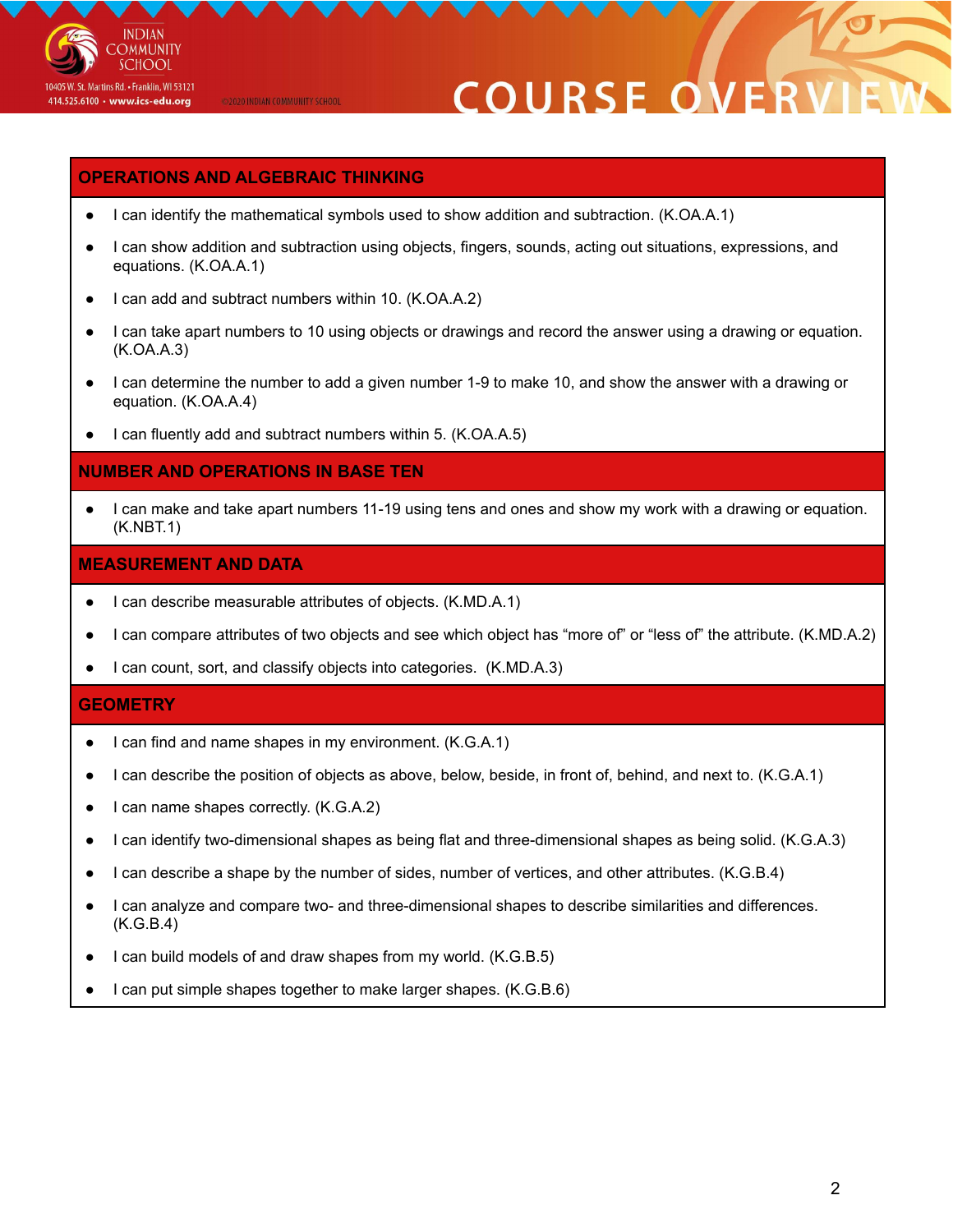# COURSE OVERVIEW

## OPERATIONS AND ALGEBRAIC THINKING

- I can identify the mathematical symbols used to show addition and subtraction. (K.OA.A.1)
- I can show addition and subtraction using objects, fingers, sounds, acting out situations, expressions, and equations. (K.OA.A.1)
- I can add and subtract numbers within 10. (K.OA.A.2)
- I can take apart numbers to 10 using objects or drawings and record the answer using a drawing or equation. (K.OA.A.3)
- I can determine the number to add a given number 1-9 to make 10, and show the answer with a drawing or equation. (K.OA.A.4)
- I can fluently add and subtract numbers within 5. (K.OA.A.5)

## NUMBER AND OPERATIONS IN BASE TEN

- I can make and take apart numbers 11-19 using tens and ones and show my work with a drawing or equation. (K.NBT.1)

## MEASUREMENT AND DATA

- I can describe measurable attributes of objects. (K.MD.A.1)
- I can compare attributes of two objects and see which object has “more of” or “less of” the attribute. (K.MD.A.2)
- I can count, sort, and classify objects into categories. (K.MD.A.3)

## GEOMETRY

- I can find and name shapes in my environment. (K.G.A.1)
- I can describe the position of objects as above, below, beside, in front of, behind, and next to. (K.G.A.1)
- I can name shapes correctly. (K.G.A.2)
- I can identify two-dimensional shapes as being flat and three-dimensional shapes as being solid. (K.G.A.3)
- I can describe a shape by the number of sides, number of vertices, and other attributes. (K.G.B.4)
- I can analyze and compare two- and three-dimensional shapes to describe similarities and differences. (K.G.B.4)
- I can build models of and draw shapes from my world. (K.G.B.5)
- I can put simple shapes together to make larger shapes. (K.G.B.6)